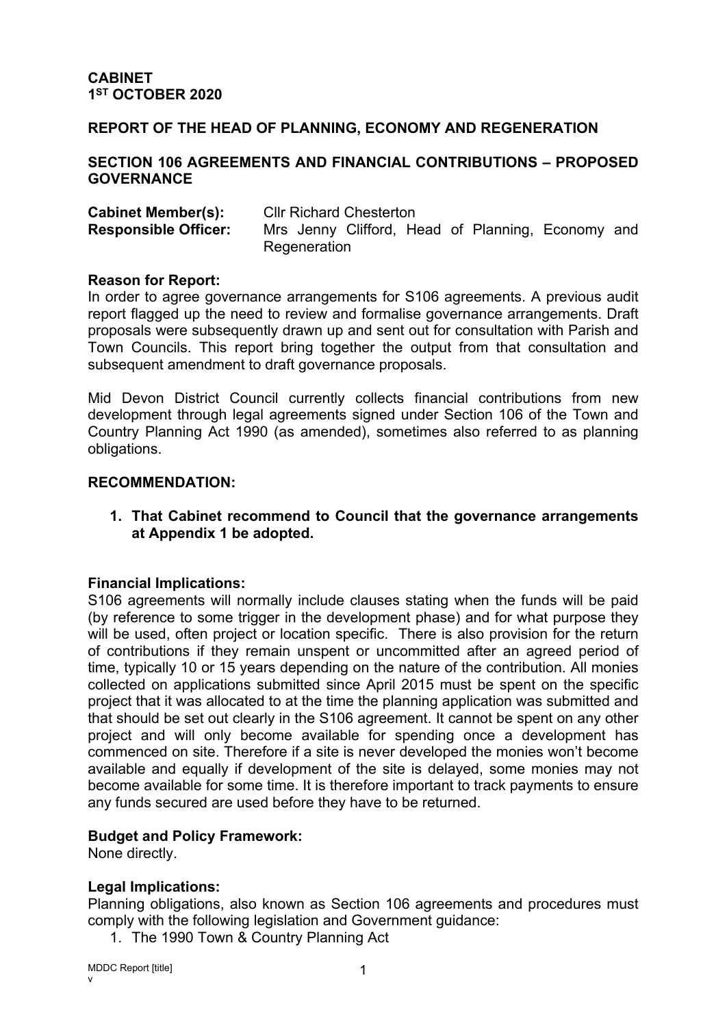**CABINET**
**1ST OCTOBER 2020**

**REPORT OF THE HEAD OF PLANNING, ECONOMY AND REGENERATION**

**SECTION 106 AGREEMENTS AND FINANCIAL CONTRIBUTIONS – PROPOSED GOVERNANCE**

**Cabinet Member(s):** Cllr Richard Chesterton
**Responsible Officer:** Mrs Jenny Clifford, Head of Planning, Economy and Regeneration

**Reason for Report:**
In order to agree governance arrangements for S106 agreements. A previous audit report flagged up the need to review and formalise governance arrangements. Draft proposals were subsequently drawn up and sent out for consultation with Parish and Town Councils. This report bring together the output from that consultation and subsequent amendment to draft governance proposals.

Mid Devon District Council currently collects financial contributions from new development through legal agreements signed under Section 106 of the Town and Country Planning Act 1990 (as amended), sometimes also referred to as planning obligations.

**RECOMMENDATION:**

1. **That Cabinet recommend to Council that the governance arrangements at Appendix 1 be adopted.**

**Financial Implications:**
S106 agreements will normally include clauses stating when the funds will be paid (by reference to some trigger in the development phase) and for what purpose they will be used, often project or location specific. There is also provision for the return of contributions if they remain unspent or uncommitted after an agreed period of time, typically 10 or 15 years depending on the nature of the contribution. All monies collected on applications submitted since April 2015 must be spent on the specific project that it was allocated to at the time the planning application was submitted and that should be set out clearly in the S106 agreement. It cannot be spent on any other project and will only become available for spending once a development has commenced on site. Therefore if a site is never developed the monies won't become available and equally if development of the site is delayed, some monies may not become available for some time. It is therefore important to track payments to ensure any funds secured are used before they have to be returned.

**Budget and Policy Framework:**
None directly.

**Legal Implications:**
Planning obligations, also known as Section 106 agreements and procedures must comply with the following legislation and Government guidance:

1. The 1990 Town & Country Planning Act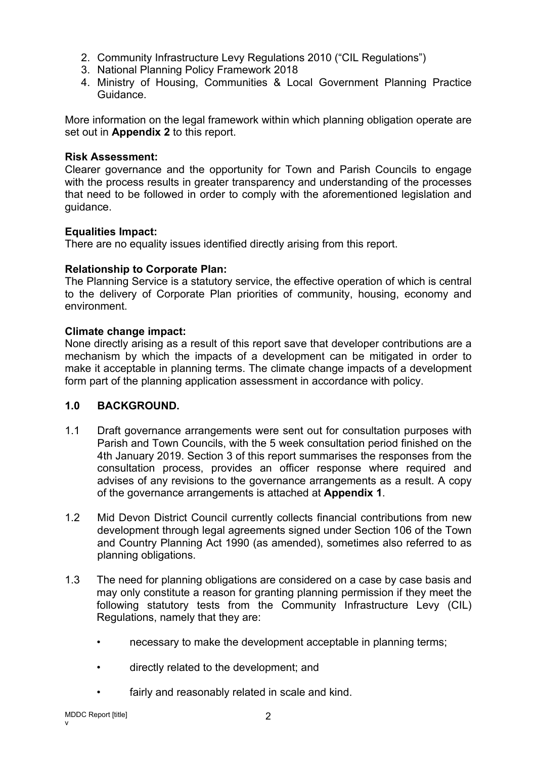2. Community Infrastructure Levy Regulations 2010 ("CIL Regulations")
3. National Planning Policy Framework 2018
4. Ministry of Housing, Communities & Local Government Planning Practice Guidance.

More information on the legal framework within which planning obligation operate are set out in **Appendix 2** to this report.

**Risk Assessment:**
Clearer governance and the opportunity for Town and Parish Councils to engage with the process results in greater transparency and understanding of the processes that need to be followed in order to comply with the aforementioned legislation and guidance.

**Equalities Impact:**
There are no equality issues identified directly arising from this report.

**Relationship to Corporate Plan:**
The Planning Service is a statutory service, the effective operation of which is central to the delivery of Corporate Plan priorities of community, housing, economy and environment.

**Climate change impact:**
None directly arising as a result of this report save that developer contributions are a mechanism by which the impacts of a development can be mitigated in order to make it acceptable in planning terms. The climate change impacts of a development form part of the planning application assessment in accordance with policy.

## 1.0 BACKGROUND.

1.1 Draft governance arrangements were sent out for consultation purposes with Parish and Town Councils, with the 5 week consultation period finished on the 4th January 2019. Section 3 of this report summarises the responses from the consultation process, provides an officer response where required and advises of any revisions to the governance arrangements as a result. A copy of the governance arrangements is attached at **Appendix 1**.

1.2 Mid Devon District Council currently collects financial contributions from new development through legal agreements signed under Section 106 of the Town and Country Planning Act 1990 (as amended), sometimes also referred to as planning obligations.

1.3 The need for planning obligations are considered on a case by case basis and may only constitute a reason for granting planning permission if they meet the following statutory tests from the Community Infrastructure Levy (CIL) Regulations, namely that they are:

- necessary to make the development acceptable in planning terms;
- directly related to the development; and
- fairly and reasonably related in scale and kind.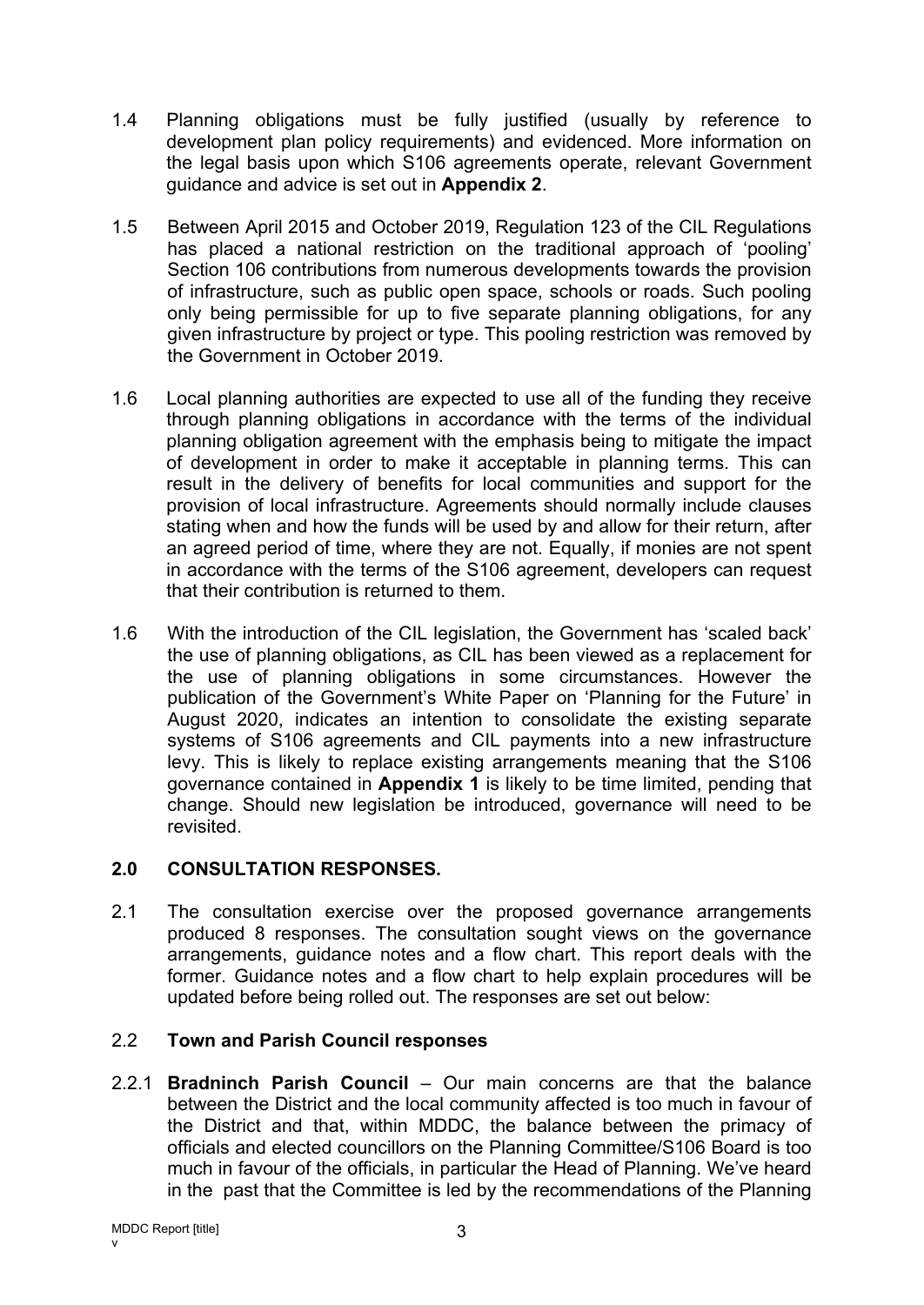1.4 Planning obligations must be fully justified (usually by reference to development plan policy requirements) and evidenced. More information on the legal basis upon which S106 agreements operate, relevant Government guidance and advice is set out in **Appendix 2**.

1.5 Between April 2015 and October 2019, Regulation 123 of the CIL Regulations has placed a national restriction on the traditional approach of 'pooling' Section 106 contributions from numerous developments towards the provision of infrastructure, such as public open space, schools or roads. Such pooling only being permissible for up to five separate planning obligations, for any given infrastructure by project or type. This pooling restriction was removed by the Government in October 2019.

1.6 Local planning authorities are expected to use all of the funding they receive through planning obligations in accordance with the terms of the individual planning obligation agreement with the emphasis being to mitigate the impact of development in order to make it acceptable in planning terms. This can result in the delivery of benefits for local communities and support for the provision of local infrastructure. Agreements should normally include clauses stating when and how the funds will be used by and allow for their return, after an agreed period of time, where they are not. Equally, if monies are not spent in accordance with the terms of the S106 agreement, developers can request that their contribution is returned to them.

1.6 With the introduction of the CIL legislation, the Government has 'scaled back' the use of planning obligations, as CIL has been viewed as a replacement for the use of planning obligations in some circumstances. However the publication of the Government's White Paper on 'Planning for the Future' in August 2020, indicates an intention to consolidate the existing separate systems of S106 agreements and CIL payments into a new infrastructure levy. This is likely to replace existing arrangements meaning that the S106 governance contained in **Appendix 1** is likely to be time limited, pending that change. Should new legislation be introduced, governance will need to be revisited.

## 2.0 CONSULTATION RESPONSES.

2.1 The consultation exercise over the proposed governance arrangements produced 8 responses. The consultation sought views on the governance arrangements, guidance notes and a flow chart. This report deals with the former. Guidance notes and a flow chart to help explain procedures will be updated before being rolled out. The responses are set out below:

### 2.2 Town and Parish Council responses

2.2.1 **Bradninch Parish Council** – Our main concerns are that the balance between the District and the local community affected is too much in favour of the District and that, within MDDC, the balance between the primacy of officials and elected councillors on the Planning Committee/S106 Board is too much in favour of the officials, in particular the Head of Planning. We've heard in the past that the Committee is led by the recommendations of the Planning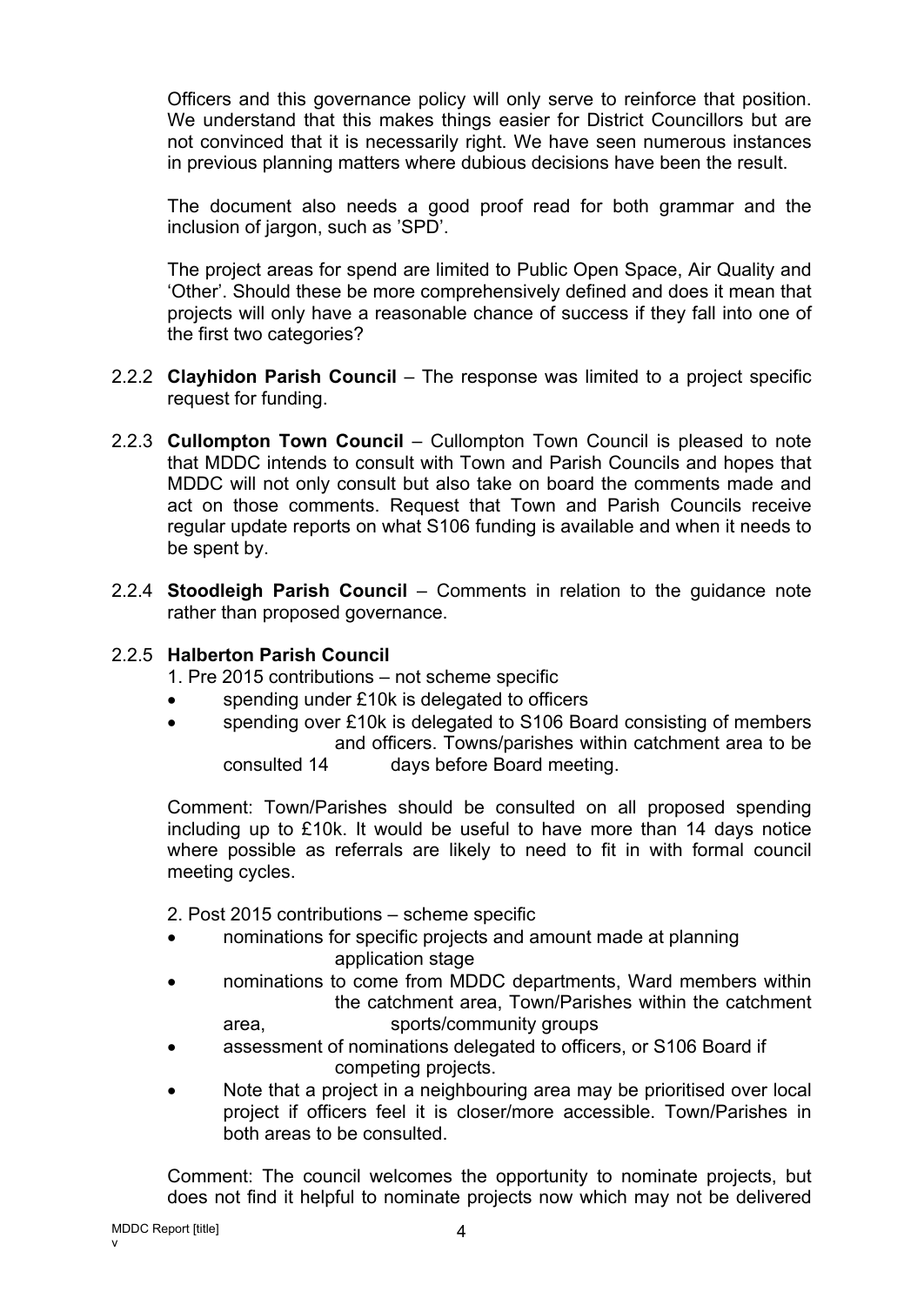Officers and this governance policy will only serve to reinforce that position. We understand that this makes things easier for District Councillors but are not convinced that it is necessarily right. We have seen numerous instances in previous planning matters where dubious decisions have been the result.

The document also needs a good proof read for both grammar and the inclusion of jargon, such as 'SPD'.

The project areas for spend are limited to Public Open Space, Air Quality and 'Other'. Should these be more comprehensively defined and does it mean that projects will only have a reasonable chance of success if they fall into one of the first two categories?

2.2.2 **Clayhidon Parish Council** – The response was limited to a project specific request for funding.

2.2.3 **Cullompton Town Council** – Cullompton Town Council is pleased to note that MDDC intends to consult with Town and Parish Councils and hopes that MDDC will not only consult but also take on board the comments made and act on those comments. Request that Town and Parish Councils receive regular update reports on what S106 funding is available and when it needs to be spent by.

2.2.4 **Stoodleigh Parish Council** – Comments in relation to the guidance note rather than proposed governance.

2.2.5 **Halberton Parish Council**

1. Pre 2015 contributions – not scheme specific

- spending under £10k is delegated to officers
- spending over £10k is delegated to S106 Board consisting of members and officers. Towns/parishes within catchment area to be consulted 14 days before Board meeting.

Comment: Town/Parishes should be consulted on all proposed spending including up to £10k. It would be useful to have more than 14 days notice where possible as referrals are likely to need to fit in with formal council meeting cycles.

2. Post 2015 contributions – scheme specific

- nominations for specific projects and amount made at planning application stage
- nominations to come from MDDC departments, Ward members within the catchment area, Town/Parishes within the catchment area, sports/community groups
- assessment of nominations delegated to officers, or S106 Board if competing projects.
- Note that a project in a neighbouring area may be prioritised over local project if officers feel it is closer/more accessible. Town/Parishes in both areas to be consulted.

Comment: The council welcomes the opportunity to nominate projects, but does not find it helpful to nominate projects now which may not be delivered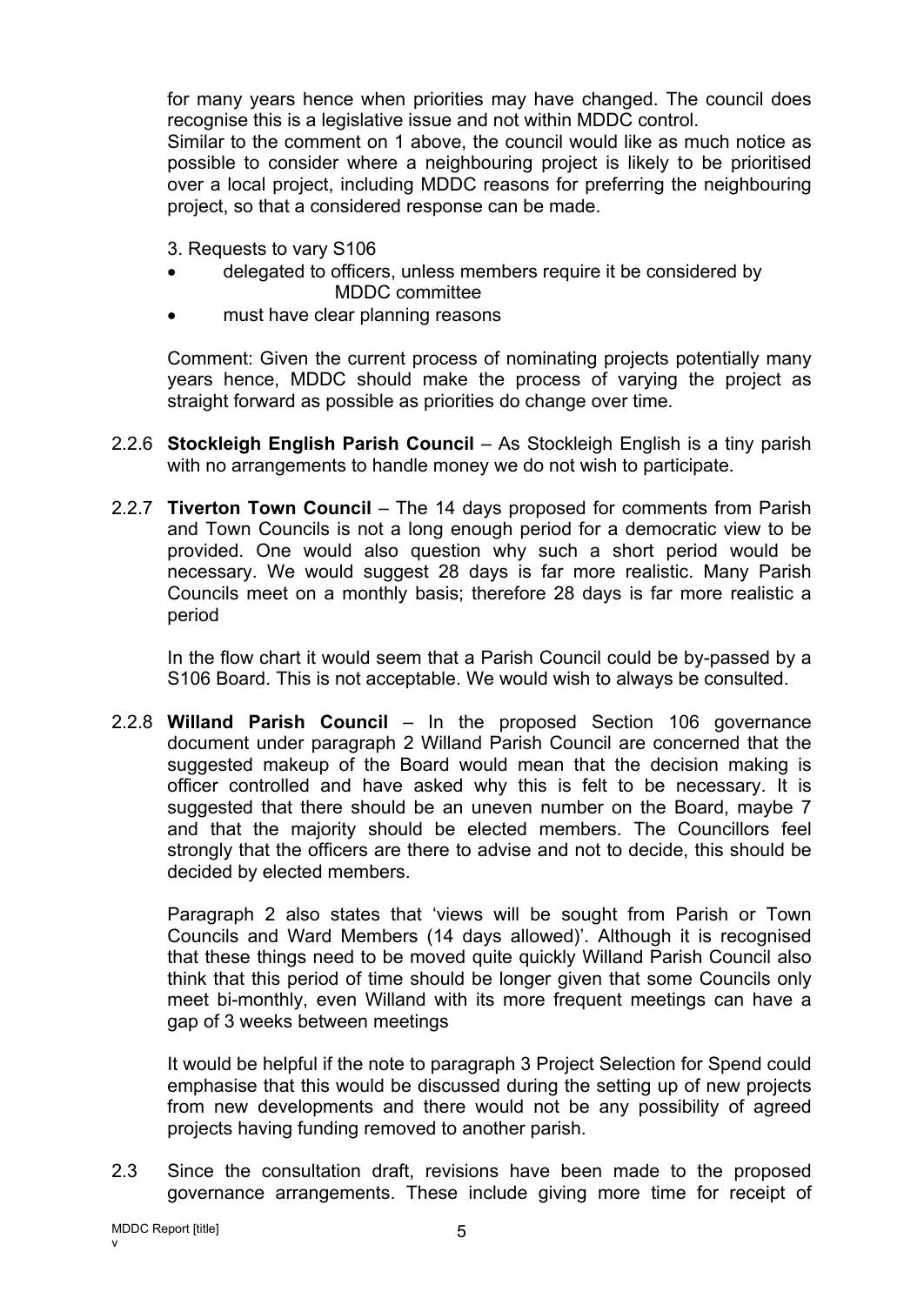for many years hence when priorities may have changed. The council does recognise this is a legislative issue and not within MDDC control.
Similar to the comment on 1 above, the council would like as much notice as possible to consider where a neighbouring project is likely to be prioritised over a local project, including MDDC reasons for preferring the neighbouring project, so that a considered response can be made.

3. Requests to vary S106

- delegated to officers, unless members require it be considered by MDDC committee
- must have clear planning reasons

Comment: Given the current process of nominating projects potentially many years hence, MDDC should make the process of varying the project as straight forward as possible as priorities do change over time.

2.2.6 **Stockleigh English Parish Council** – As Stockleigh English is a tiny parish with no arrangements to handle money we do not wish to participate.

2.2.7 **Tiverton Town Council** – The 14 days proposed for comments from Parish and Town Councils is not a long enough period for a democratic view to be provided. One would also question why such a short period would be necessary. We would suggest 28 days is far more realistic. Many Parish Councils meet on a monthly basis; therefore 28 days is far more realistic a period

In the flow chart it would seem that a Parish Council could be by-passed by a S106 Board. This is not acceptable. We would wish to always be consulted.

2.2.8 **Willand Parish Council** – In the proposed Section 106 governance document under paragraph 2 Willand Parish Council are concerned that the suggested makeup of the Board would mean that the decision making is officer controlled and have asked why this is felt to be necessary. It is suggested that there should be an uneven number on the Board, maybe 7 and that the majority should be elected members. The Councillors feel strongly that the officers are there to advise and not to decide, this should be decided by elected members.

Paragraph 2 also states that 'views will be sought from Parish or Town Councils and Ward Members (14 days allowed)'. Although it is recognised that these things need to be moved quite quickly Willand Parish Council also think that this period of time should be longer given that some Councils only meet bi-monthly, even Willand with its more frequent meetings can have a gap of 3 weeks between meetings

It would be helpful if the note to paragraph 3 Project Selection for Spend could emphasise that this would be discussed during the setting up of new projects from new developments and there would not be any possibility of agreed projects having funding removed to another parish.

2.3 Since the consultation draft, revisions have been made to the proposed governance arrangements. These include giving more time for receipt of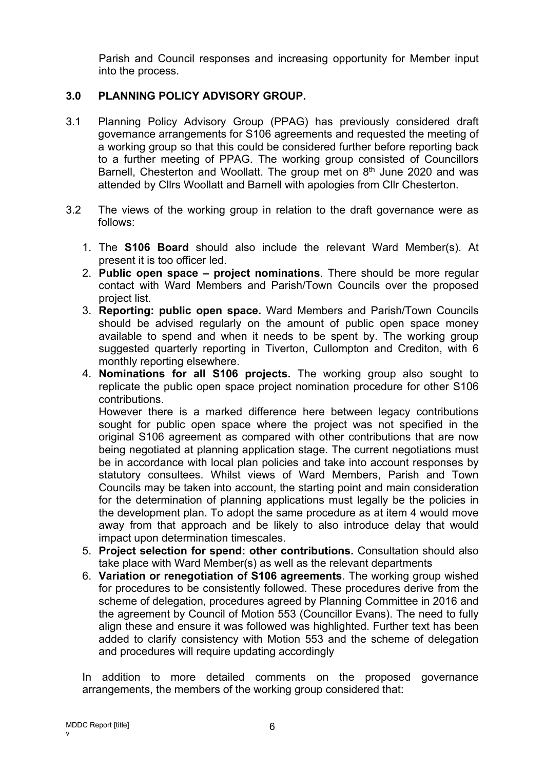Parish and Council responses and increasing opportunity for Member input into the process.

## 3.0 PLANNING POLICY ADVISORY GROUP.

3.1 Planning Policy Advisory Group (PPAG) has previously considered draft governance arrangements for S106 agreements and requested the meeting of a working group so that this could be considered further before reporting back to a further meeting of PPAG. The working group consisted of Councillors Barnell, Chesterton and Woollatt. The group met on 8th June 2020 and was attended by Cllrs Woollatt and Barnell with apologies from Cllr Chesterton.

3.2 The views of the working group in relation to the draft governance were as follows:

1. The **S106 Board** should also include the relevant Ward Member(s). At present it is too officer led.
2. **Public open space – project nominations**. There should be more regular contact with Ward Members and Parish/Town Councils over the proposed project list.
3. **Reporting: public open space.** Ward Members and Parish/Town Councils should be advised regularly on the amount of public open space money available to spend and when it needs to be spent by. The working group suggested quarterly reporting in Tiverton, Cullompton and Crediton, with 6 monthly reporting elsewhere.
4. **Nominations for all S106 projects.** The working group also sought to replicate the public open space project nomination procedure for other S106 contributions.

   However there is a marked difference here between legacy contributions sought for public open space where the project was not specified in the original S106 agreement as compared with other contributions that are now being negotiated at planning application stage. The current negotiations must be in accordance with local plan policies and take into account responses by statutory consultees. Whilst views of Ward Members, Parish and Town Councils may be taken into account, the starting point and main consideration for the determination of planning applications must legally be the policies in the development plan. To adopt the same procedure as at item 4 would move away from that approach and be likely to also introduce delay that would impact upon determination timescales.
5. **Project selection for spend: other contributions.** Consultation should also take place with Ward Member(s) as well as the relevant departments
6. **Variation or renegotiation of S106 agreements**. The working group wished for procedures to be consistently followed. These procedures derive from the scheme of delegation, procedures agreed by Planning Committee in 2016 and the agreement by Council of Motion 553 (Councillor Evans). The need to fully align these and ensure it was followed was highlighted. Further text has been added to clarify consistency with Motion 553 and the scheme of delegation and procedures will require updating accordingly

In addition to more detailed comments on the proposed governance arrangements, the members of the working group considered that: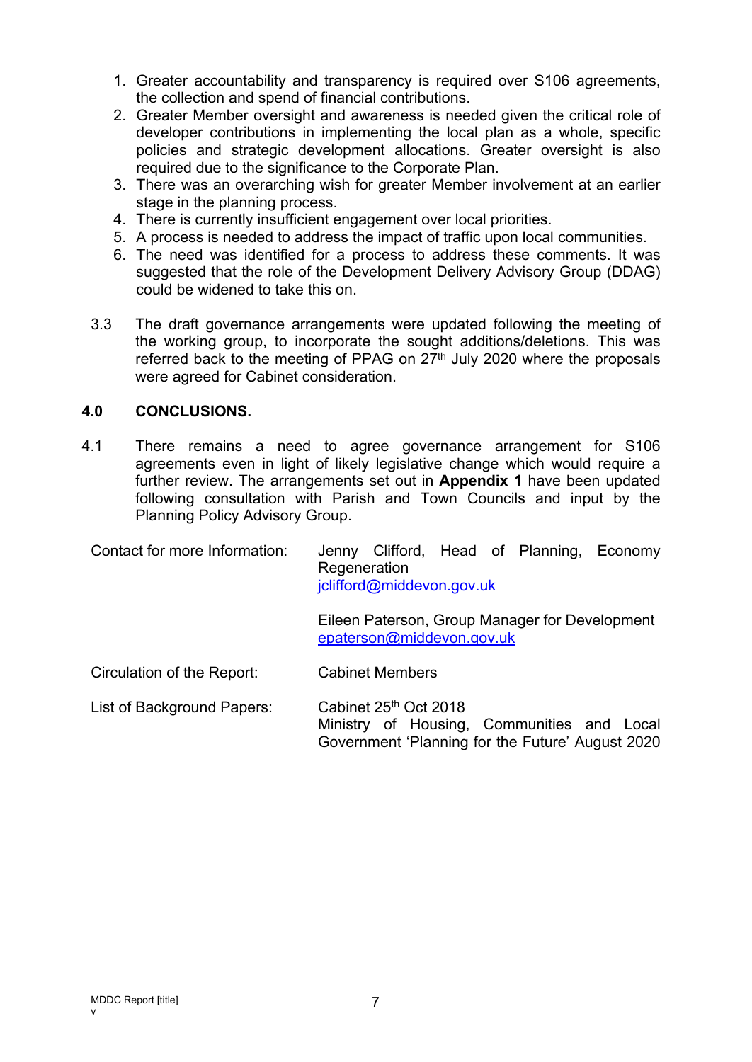1. Greater accountability and transparency is required over S106 agreements, the collection and spend of financial contributions.
2. Greater Member oversight and awareness is needed given the critical role of developer contributions in implementing the local plan as a whole, specific policies and strategic development allocations. Greater oversight is also required due to the significance to the Corporate Plan.
3. There was an overarching wish for greater Member involvement at an earlier stage in the planning process.
4. There is currently insufficient engagement over local priorities.
5. A process is needed to address the impact of traffic upon local communities.
6. The need was identified for a process to address these comments. It was suggested that the role of the Development Delivery Advisory Group (DDAG) could be widened to take this on.

3.3 The draft governance arrangements were updated following the meeting of the working group, to incorporate the sought additions/deletions. This was referred back to the meeting of PPAG on 27th July 2020 where the proposals were agreed for Cabinet consideration.

## 4.0 CONCLUSIONS.

4.1 There remains a need to agree governance arrangement for S106 agreements even in light of likely legislative change which would require a further review. The arrangements set out in **Appendix 1** have been updated following consultation with Parish and Town Councils and input by the Planning Policy Advisory Group.

| | |
|---|---|
| Contact for more Information: | Jenny Clifford, Head of Planning, Economy Regeneration<br>jclifford@middevon.gov.uk<br><br>Eileen Paterson, Group Manager for Development<br>epaterson@middevon.gov.uk |
| Circulation of the Report: | Cabinet Members |
| List of Background Papers: | Cabinet 25th Oct 2018<br>Ministry of Housing, Communities and Local Government 'Planning for the Future' August 2020 |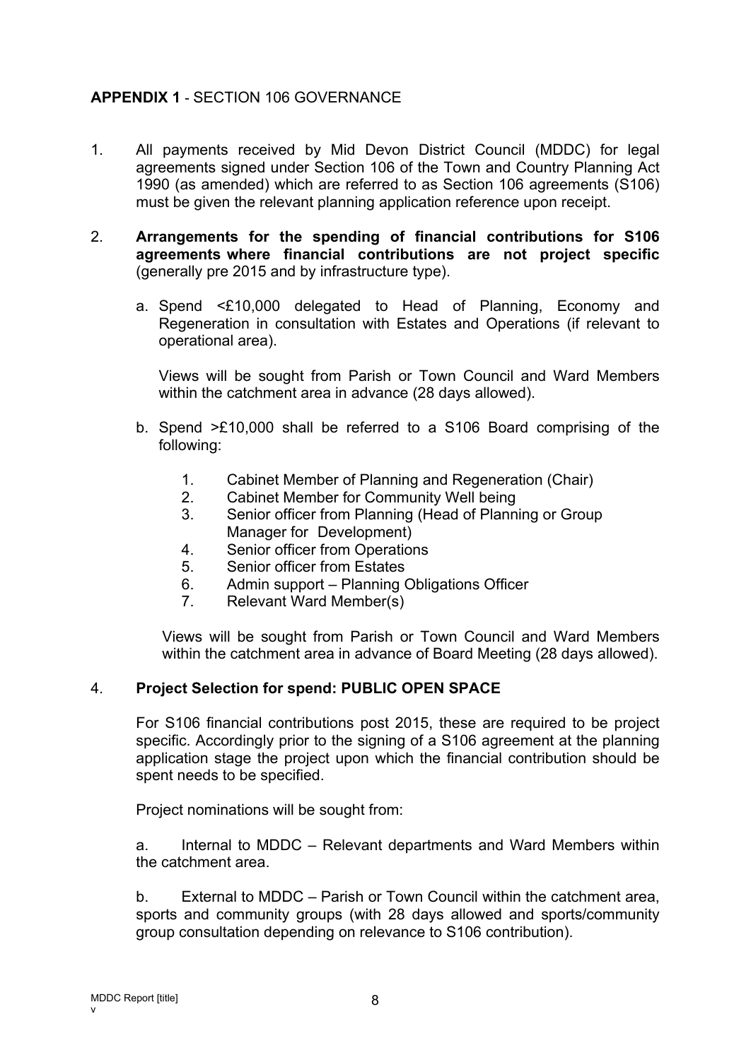**APPENDIX 1** - SECTION 106 GOVERNANCE

1. All payments received by Mid Devon District Council (MDDC) for legal agreements signed under Section 106 of the Town and Country Planning Act 1990 (as amended) which are referred to as Section 106 agreements (S106) must be given the relevant planning application reference upon receipt.

2. **Arrangements for the spending of financial contributions for S106 agreements where financial contributions are not project specific** (generally pre 2015 and by infrastructure type).

   a. Spend <£10,000 delegated to Head of Planning, Economy and Regeneration in consultation with Estates and Operations (if relevant to operational area).

      Views will be sought from Parish or Town Council and Ward Members within the catchment area in advance (28 days allowed).

   b. Spend >£10,000 shall be referred to a S106 Board comprising of the following:

      1. Cabinet Member of Planning and Regeneration (Chair)
      2. Cabinet Member for Community Well being
      3. Senior officer from Planning (Head of Planning or Group Manager for Development)
      4. Senior officer from Operations
      5. Senior officer from Estates
      6. Admin support – Planning Obligations Officer
      7. Relevant Ward Member(s)

      Views will be sought from Parish or Town Council and Ward Members within the catchment area in advance of Board Meeting (28 days allowed).

4. **Project Selection for spend: PUBLIC OPEN SPACE**

   For S106 financial contributions post 2015, these are required to be project specific. Accordingly prior to the signing of a S106 agreement at the planning application stage the project upon which the financial contribution should be spent needs to be specified.

   Project nominations will be sought from:

   a. Internal to MDDC – Relevant departments and Ward Members within the catchment area.

   b. External to MDDC – Parish or Town Council within the catchment area, sports and community groups (with 28 days allowed and sports/community group consultation depending on relevance to S106 contribution).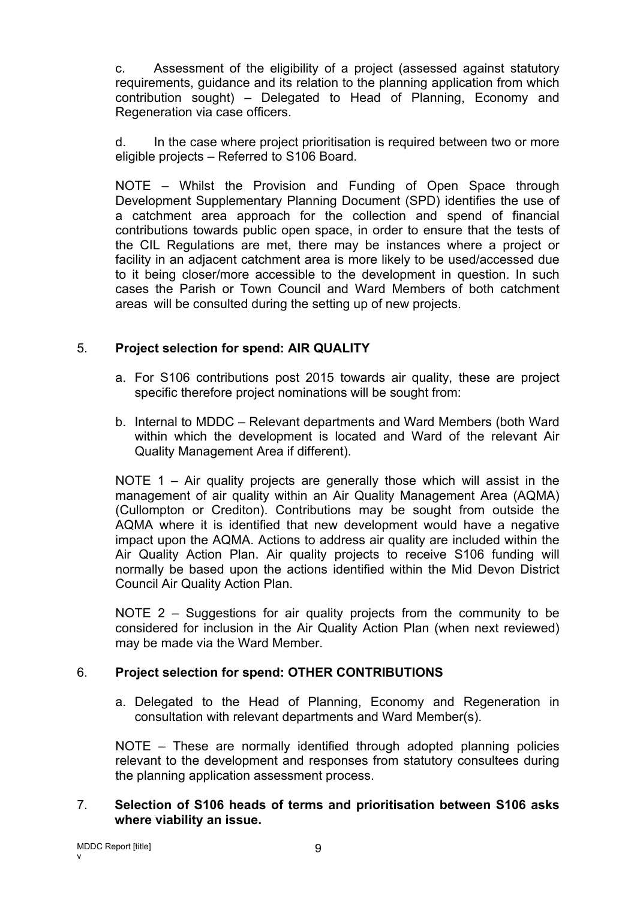c. Assessment of the eligibility of a project (assessed against statutory requirements, guidance and its relation to the planning application from which contribution sought) – Delegated to Head of Planning, Economy and Regeneration via case officers.

d. In the case where project prioritisation is required between two or more eligible projects – Referred to S106 Board.

NOTE – Whilst the Provision and Funding of Open Space through Development Supplementary Planning Document (SPD) identifies the use of a catchment area approach for the collection and spend of financial contributions towards public open space, in order to ensure that the tests of the CIL Regulations are met, there may be instances where a project or facility in an adjacent catchment area is more likely to be used/accessed due to it being closer/more accessible to the development in question. In such cases the Parish or Town Council and Ward Members of both catchment areas will be consulted during the setting up of new projects.

5. **Project selection for spend: AIR QUALITY**

a. For S106 contributions post 2015 towards air quality, these are project specific therefore project nominations will be sought from:

b. Internal to MDDC – Relevant departments and Ward Members (both Ward within which the development is located and Ward of the relevant Air Quality Management Area if different).

NOTE 1 – Air quality projects are generally those which will assist in the management of air quality within an Air Quality Management Area (AQMA) (Cullompton or Crediton). Contributions may be sought from outside the AQMA where it is identified that new development would have a negative impact upon the AQMA. Actions to address air quality are included within the Air Quality Action Plan. Air quality projects to receive S106 funding will normally be based upon the actions identified within the Mid Devon District Council Air Quality Action Plan.

NOTE 2 – Suggestions for air quality projects from the community to be considered for inclusion in the Air Quality Action Plan (when next reviewed) may be made via the Ward Member.

6. **Project selection for spend: OTHER CONTRIBUTIONS**

a. Delegated to the Head of Planning, Economy and Regeneration in consultation with relevant departments and Ward Member(s).

NOTE – These are normally identified through adopted planning policies relevant to the development and responses from statutory consultees during the planning application assessment process.

7. **Selection of S106 heads of terms and prioritisation between S106 asks where viability an issue.**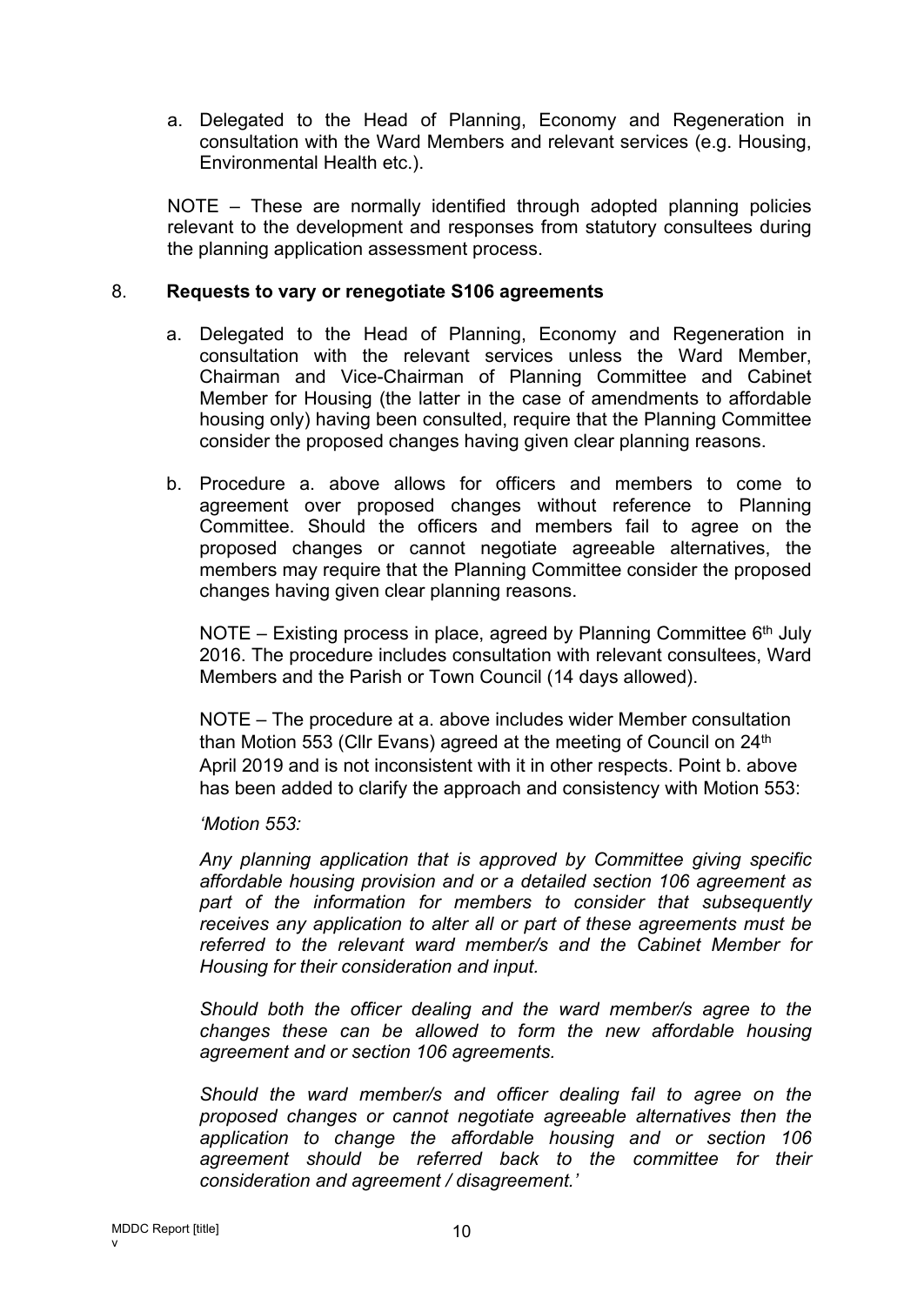a. Delegated to the Head of Planning, Economy and Regeneration in consultation with the Ward Members and relevant services (e.g. Housing, Environmental Health etc.).

NOTE – These are normally identified through adopted planning policies relevant to the development and responses from statutory consultees during the planning application assessment process.

8. **Requests to vary or renegotiate S106 agreements**

a. Delegated to the Head of Planning, Economy and Regeneration in consultation with the relevant services unless the Ward Member, Chairman and Vice-Chairman of Planning Committee and Cabinet Member for Housing (the latter in the case of amendments to affordable housing only) having been consulted, require that the Planning Committee consider the proposed changes having given clear planning reasons.

b. Procedure a. above allows for officers and members to come to agreement over proposed changes without reference to Planning Committee. Should the officers and members fail to agree on the proposed changes or cannot negotiate agreeable alternatives, the members may require that the Planning Committee consider the proposed changes having given clear planning reasons.

NOTE – Existing process in place, agreed by Planning Committee 6th July 2016. The procedure includes consultation with relevant consultees, Ward Members and the Parish or Town Council (14 days allowed).

NOTE – The procedure at a. above includes wider Member consultation than Motion 553 (Cllr Evans) agreed at the meeting of Council on 24th April 2019 and is not inconsistent with it in other respects. Point b. above has been added to clarify the approach and consistency with Motion 553:

*'Motion 553:*

*Any planning application that is approved by Committee giving specific affordable housing provision and or a detailed section 106 agreement as part of the information for members to consider that subsequently receives any application to alter all or part of these agreements must be referred to the relevant ward member/s and the Cabinet Member for Housing for their consideration and input.*

*Should both the officer dealing and the ward member/s agree to the changes these can be allowed to form the new affordable housing agreement and or section 106 agreements.*

*Should the ward member/s and officer dealing fail to agree on the proposed changes or cannot negotiate agreeable alternatives then the application to change the affordable housing and or section 106 agreement should be referred back to the committee for their consideration and agreement / disagreement.'*